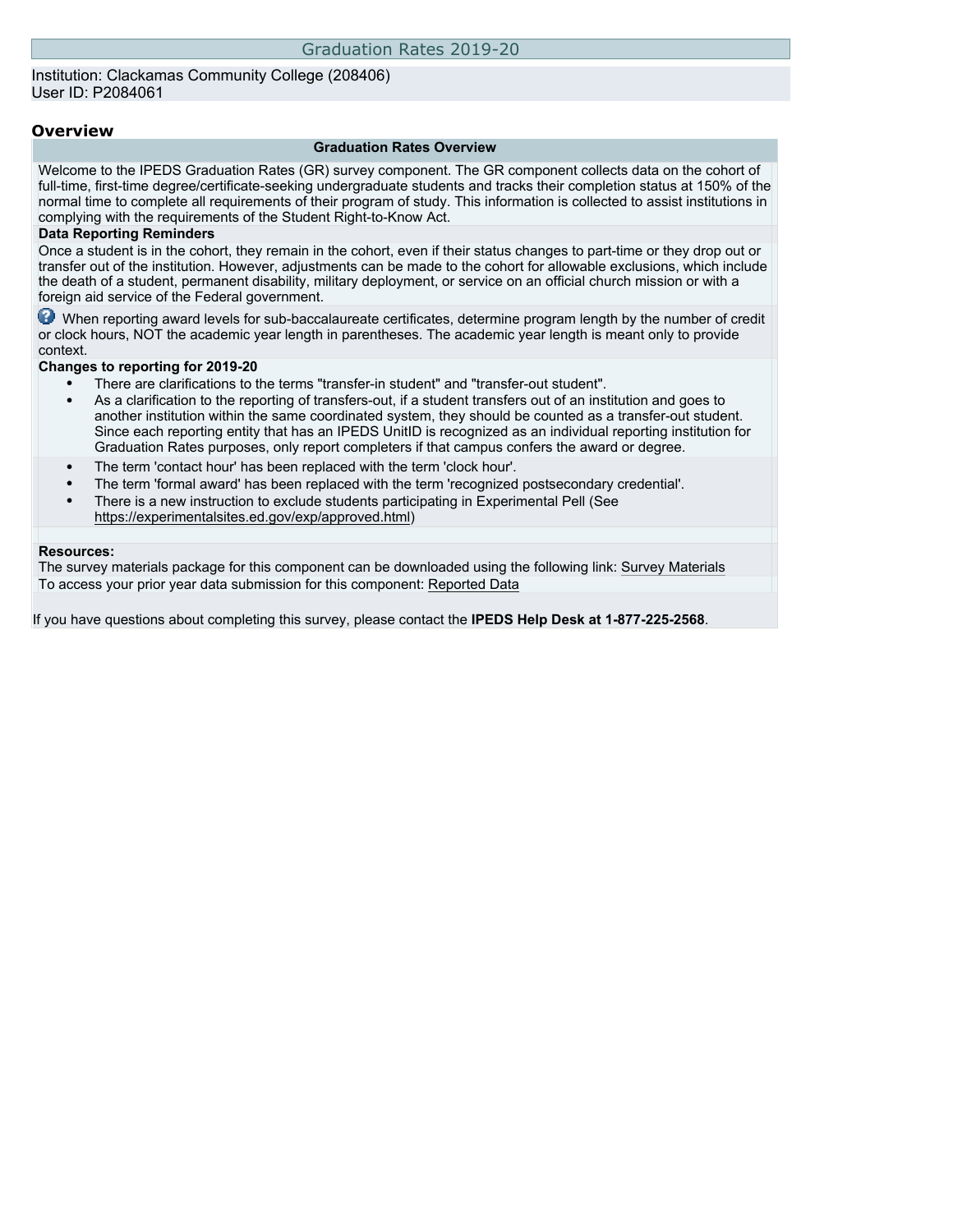# Graduation Rates 2019-20

Institution: Clackamas Community College (208406)
User ID: P2084061

## Overview

### Graduation Rates Overview

Welcome to the IPEDS Graduation Rates (GR) survey component. The GR component collects data on the cohort of full-time, first-time degree/certificate-seeking undergraduate students and tracks their completion status at 150% of the normal time to complete all requirements of their program of study. This information is collected to assist institutions in complying with the requirements of the Student Right-to-Know Act.

**Data Reporting Reminders**

Once a student is in the cohort, they remain in the cohort, even if their status changes to part-time or they drop out or transfer out of the institution. However, adjustments can be made to the cohort for allowable exclusions, which include the death of a student, permanent disability, military deployment, or service on an official church mission or with a foreign aid service of the Federal government.

When reporting award levels for sub-baccalaureate certificates, determine program length by the number of credit or clock hours, NOT the academic year length in parentheses. The academic year length is meant only to provide context.

**Changes to reporting for 2019-20**

- There are clarifications to the terms "transfer-in student" and "transfer-out student".
- As a clarification to the reporting of transfers-out, if a student transfers out of an institution and goes to another institution within the same coordinated system, they should be counted as a transfer-out student. Since each reporting entity that has an IPEDS UnitID is recognized as an individual reporting institution for Graduation Rates purposes, only report completers if that campus confers the award or degree.
- The term 'contact hour' has been replaced with the term 'clock hour'.
- The term 'formal award' has been replaced with the term 'recognized postsecondary credential'.
- There is a new instruction to exclude students participating in Experimental Pell (See https://experimentalsites.ed.gov/exp/approved.html)

**Resources:**

The survey materials package for this component can be downloaded using the following link: Survey Materials

To access your prior year data submission for this component: Reported Data

If you have questions about completing this survey, please contact the **IPEDS Help Desk at 1-877-225-2568**.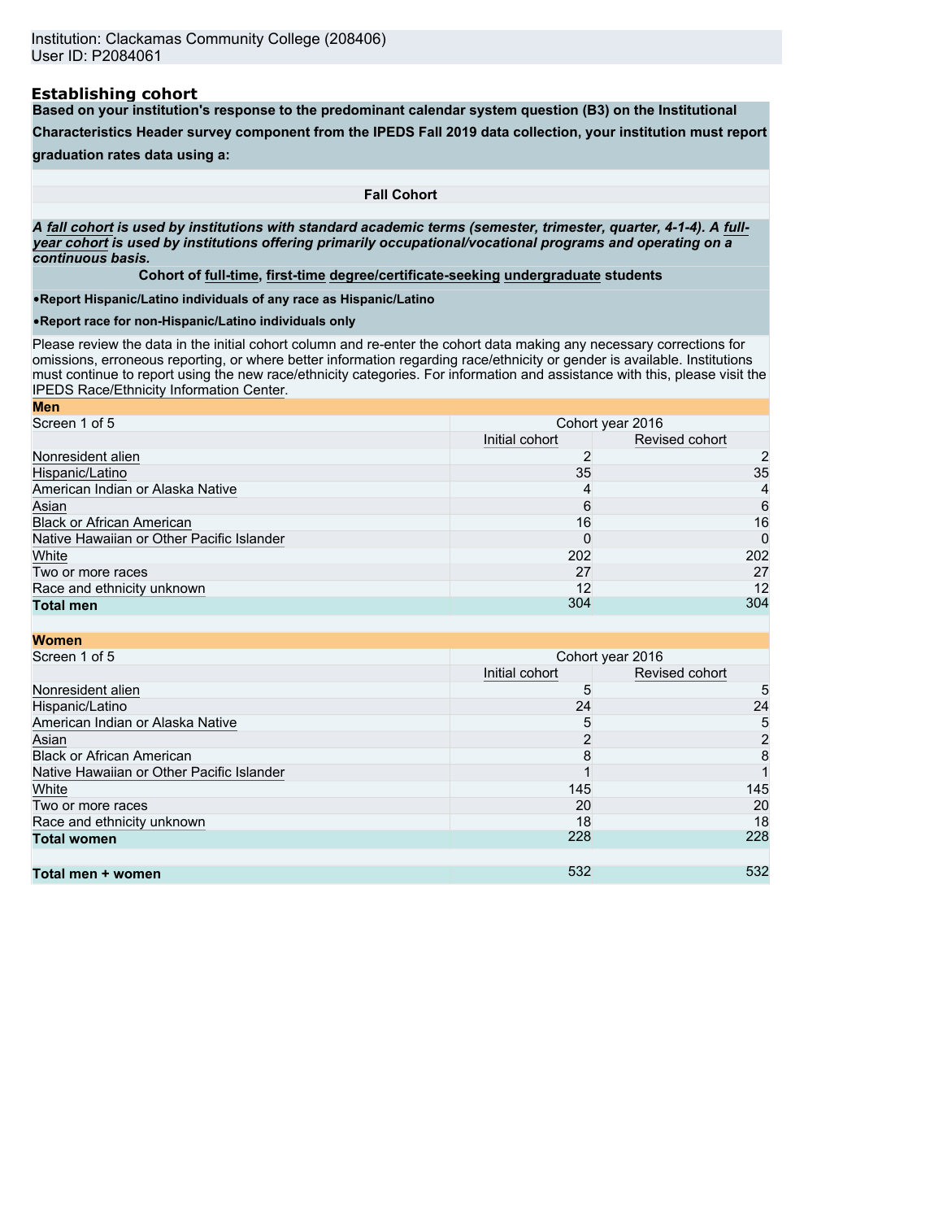Institution: Clackamas Community College (208406)
User ID: P2084061

## Establishing cohort

**Based on your institution's response to the predominant calendar system question (B3) on the Institutional Characteristics Header survey component from the IPEDS Fall 2019 data collection, your institution must report graduation rates data using a:**

**Fall Cohort**

***A fall cohort is used by institutions with standard academic terms (semester, trimester, quarter, 4-1-4). A full-year cohort is used by institutions offering primarily occupational/vocational programs and operating on a continuous basis.***

**Cohort of full-time, first-time degree/certificate-seeking undergraduate students**

- **Report Hispanic/Latino individuals of any race as Hispanic/Latino**
- **Report race for non-Hispanic/Latino individuals only**

Please review the data in the initial cohort column and re-enter the cohort data making any necessary corrections for omissions, erroneous reporting, or where better information regarding race/ethnicity or gender is available. Institutions must continue to report using the new race/ethnicity categories. For information and assistance with this, please visit the IPEDS Race/Ethnicity Information Center.

**Men**

| Screen 1 of 5 | Cohort year 2016 | |
|---|---|---|
| | Initial cohort | Revised cohort |
| Nonresident alien | 2 | 2 |
| Hispanic/Latino | 35 | 35 |
| American Indian or Alaska Native | 4 | 4 |
| Asian | 6 | 6 |
| Black or African American | 16 | 16 |
| Native Hawaiian or Other Pacific Islander | 0 | 0 |
| White | 202 | 202 |
| Two or more races | 27 | 27 |
| Race and ethnicity unknown | 12 | 12 |
| **Total men** | 304 | 304 |

**Women**

| Screen 1 of 5 | Cohort year 2016 | |
|---|---|---|
| | Initial cohort | Revised cohort |
| Nonresident alien | 5 | 5 |
| Hispanic/Latino | 24 | 24 |
| American Indian or Alaska Native | 5 | 5 |
| Asian | 2 | 2 |
| Black or African American | 8 | 8 |
| Native Hawaiian or Other Pacific Islander | 1 | 1 |
| White | 145 | 145 |
| Two or more races | 20 | 20 |
| Race and ethnicity unknown | 18 | 18 |
| **Total women** | 228 | 228 |
| | | |
| **Total men + women** | 532 | 532 |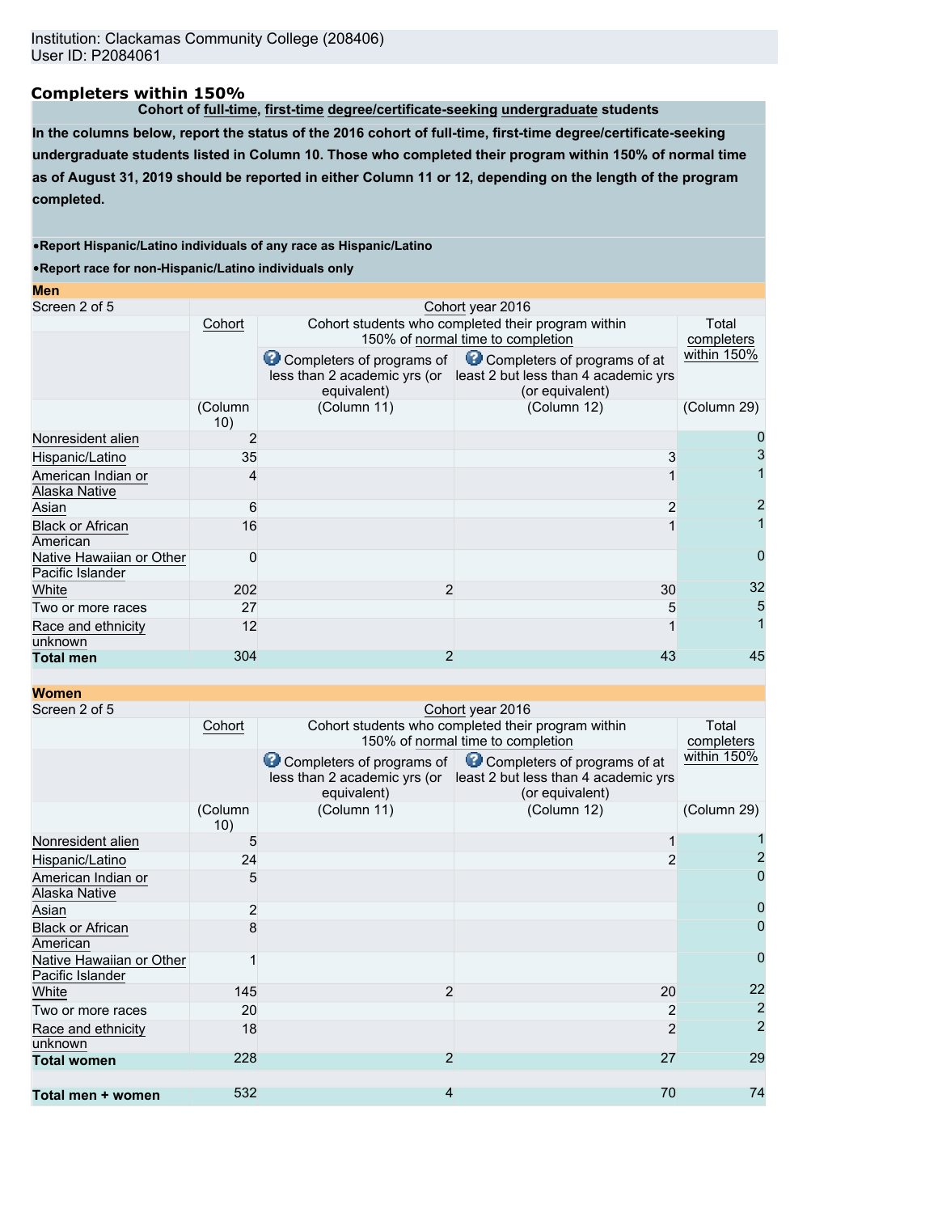Institution: Clackamas Community College (208406)
User ID: P2084061

## Completers within 150%

**Cohort of full-time, first-time degree/certificate-seeking undergraduate students**

**In the columns below, report the status of the 2016 cohort of full-time, first-time degree/certificate-seeking undergraduate students listed in Column 10. Those who completed their program within 150% of normal time as of August 31, 2019 should be reported in either Column 11 or 12, depending on the length of the program completed.**

- **Report Hispanic/Latino individuals of any race as Hispanic/Latino**
- **Report race for non-Hispanic/Latino individuals only**

### Men

| Screen 2 of 5 | Cohort year 2016 | | | |
|---|---|---|---|---|
| | Cohort | Cohort students who completed their program within 150% of normal time to completion | | Total completers within 150% |
| | | Completers of programs of less than 2 academic yrs (or equivalent) | Completers of programs of at least 2 but less than 4 academic yrs (or equivalent) | |
| | (Column 10) | (Column 11) | (Column 12) | (Column 29) |
| Nonresident alien | 2 | | | 0 |
| Hispanic/Latino | 35 | | 3 | 3 |
| American Indian or Alaska Native | 4 | | 1 | 1 |
| Asian | 6 | | 2 | 2 |
| Black or African American | 16 | | 1 | 1 |
| Native Hawaiian or Other Pacific Islander | 0 | | | 0 |
| White | 202 | 2 | 30 | 32 |
| Two or more races | 27 | | 5 | 5 |
| Race and ethnicity unknown | 12 | | 1 | 1 |
| **Total men** | 304 | 2 | 43 | 45 |

### Women

| Screen 2 of 5 | Cohort year 2016 | | | |
|---|---|---|---|---|
| | Cohort | Cohort students who completed their program within 150% of normal time to completion | | Total completers within 150% |
| | | Completers of programs of less than 2 academic yrs (or equivalent) | Completers of programs of at least 2 but less than 4 academic yrs (or equivalent) | |
| | (Column 10) | (Column 11) | (Column 12) | (Column 29) |
| Nonresident alien | 5 | | 1 | 1 |
| Hispanic/Latino | 24 | | 2 | 2 |
| American Indian or Alaska Native | 5 | | | 0 |
| Asian | 2 | | | 0 |
| Black or African American | 8 | | | 0 |
| Native Hawaiian or Other Pacific Islander | 1 | | | 0 |
| White | 145 | 2 | 20 | 22 |
| Two or more races | 20 | | 2 | 2 |
| Race and ethnicity unknown | 18 | | 2 | 2 |
| **Total women** | 228 | 2 | 27 | 29 |
| | | | | |
| **Total men + women** | 532 | 4 | 70 | 74 |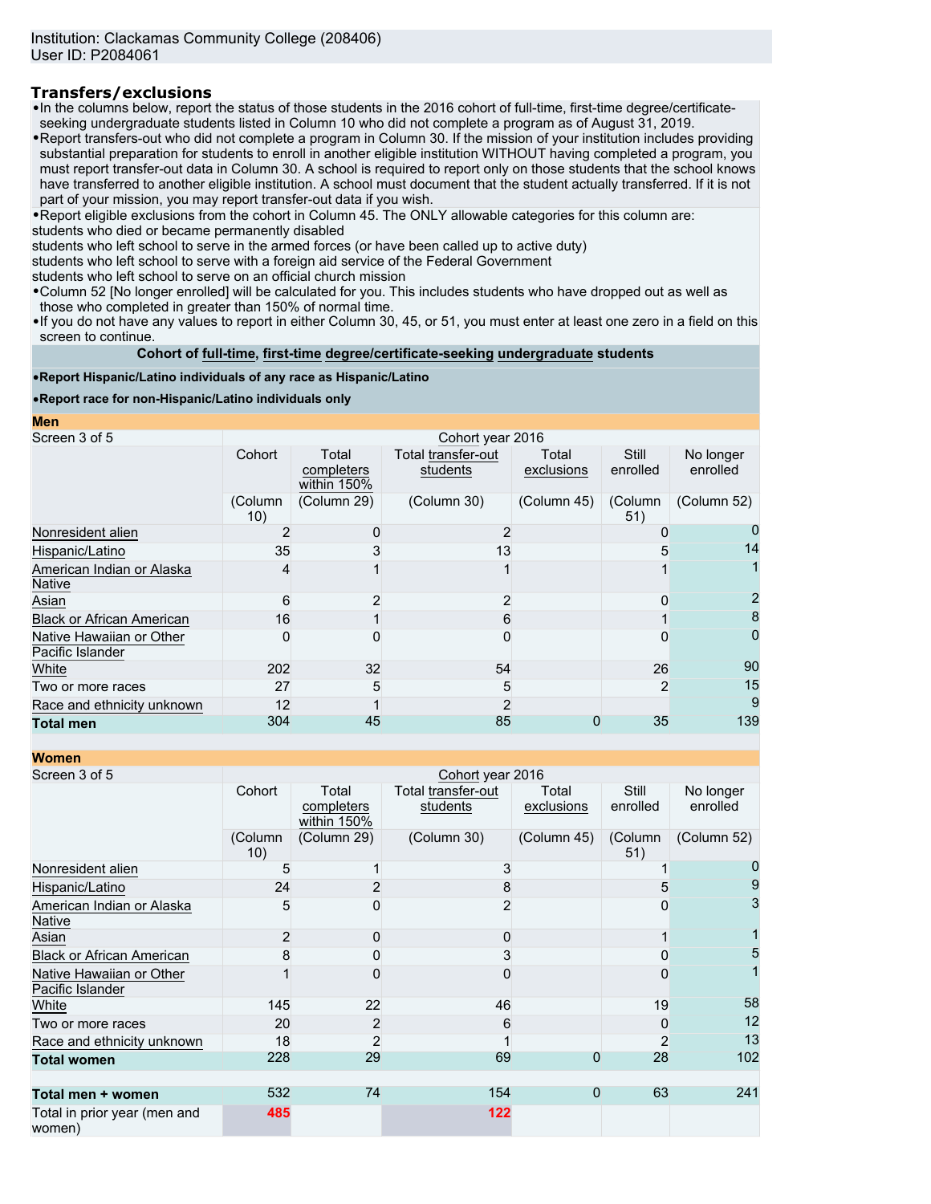Institution: Clackamas Community College (208406)
User ID: P2084061

## Transfers/exclusions

- In the columns below, report the status of those students in the 2016 cohort of full-time, first-time degree/certificate-seeking undergraduate students listed in Column 10 who did not complete a program as of August 31, 2019.
- Report transfers-out who did not complete a program in Column 30. If the mission of your institution includes providing substantial preparation for students to enroll in another eligible institution WITHOUT having completed a program, you must report transfer-out data in Column 30. A school is required to report only on those students that the school knows have transferred to another eligible institution. A school must document that the student actually transferred. If it is not part of your mission, you may report transfer-out data if you wish.
- Report eligible exclusions from the cohort in Column 45. The ONLY allowable categories for this column are:
students who died or became permanently disabled
students who left school to serve in the armed forces (or have been called up to active duty)
students who left school to serve with a foreign aid service of the Federal Government
students who left school to serve on an official church mission
- Column 52 [No longer enrolled] will be calculated for you. This includes students who have dropped out as well as those who completed in greater than 150% of normal time.
- If you do not have any values to report in either Column 30, 45, or 51, you must enter at least one zero in a field on this screen to continue.

**Cohort of full-time, first-time degree/certificate-seeking undergraduate students**

- **Report Hispanic/Latino individuals of any race as Hispanic/Latino**
- **Report race for non-Hispanic/Latino individuals only**

**Men**

| Screen 3 of 5 | Cohort year 2016 | | | | | |
|---|---|---|---|---|---|---|
| | Cohort | Total completers within 150% | Total transfer-out students | Total exclusions | Still enrolled | No longer enrolled |
| | (Column 10) | (Column 29) | (Column 30) | (Column 45) | (Column 51) | (Column 52) |
| Nonresident alien | 2 | 0 | 2 | | 0 | 0 |
| Hispanic/Latino | 35 | 3 | 13 | | 5 | 14 |
| American Indian or Alaska Native | 4 | 1 | 1 | | 1 | 1 |
| Asian | 6 | 2 | 2 | | 0 | 2 |
| Black or African American | 16 | 1 | 6 | | 1 | 8 |
| Native Hawaiian or Other Pacific Islander | 0 | 0 | 0 | | 0 | 0 |
| White | 202 | 32 | 54 | | 26 | 90 |
| Two or more races | 27 | 5 | 5 | | 2 | 15 |
| Race and ethnicity unknown | 12 | 1 | 2 | | | 9 |
| **Total men** | 304 | 45 | 85 | 0 | 35 | 139 |

**Women**

| Screen 3 of 5 | Cohort year 2016 | | | | | |
|---|---|---|---|---|---|---|
| | Cohort | Total completers within 150% | Total transfer-out students | Total exclusions | Still enrolled | No longer enrolled |
| | (Column 10) | (Column 29) | (Column 30) | (Column 45) | (Column 51) | (Column 52) |
| Nonresident alien | 5 | 1 | 3 | | 1 | 0 |
| Hispanic/Latino | 24 | 2 | 8 | | 5 | 9 |
| American Indian or Alaska Native | 5 | 0 | 2 | | 0 | 3 |
| Asian | 2 | 0 | 0 | | 1 | 1 |
| Black or African American | 8 | 0 | 3 | | 0 | 5 |
| Native Hawaiian or Other Pacific Islander | 1 | 0 | 0 | | 0 | 1 |
| White | 145 | 22 | 46 | | 19 | 58 |
| Two or more races | 20 | 2 | 6 | | 0 | 12 |
| Race and ethnicity unknown | 18 | 2 | 1 | | 2 | 13 |
| **Total women** | 228 | 29 | 69 | 0 | 28 | 102 |
| | | | | | | |
| **Total men + women** | 532 | 74 | 154 | 0 | 63 | 241 |
| Total in prior year (men and women) | 485 | | 122 | | | |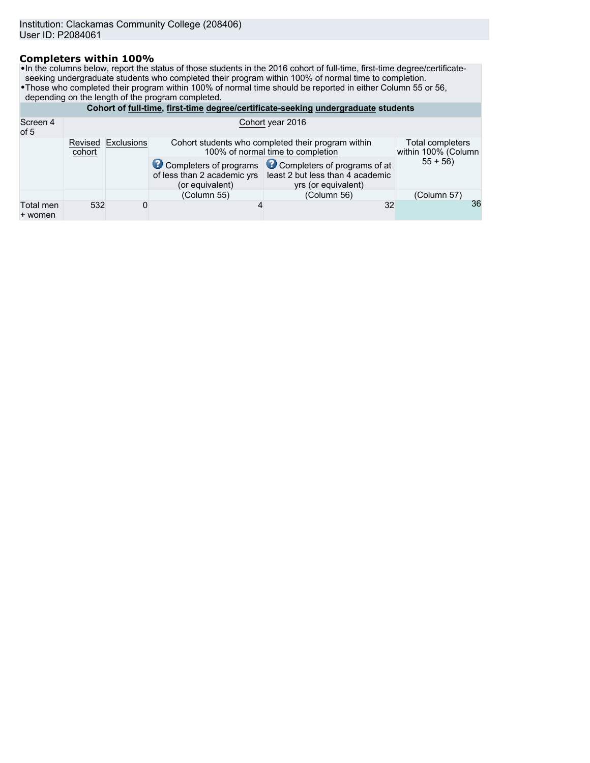Institution: Clackamas Community College (208406)
User ID: P2084061

## Completers within 100%

- In the columns below, report the status of those students in the 2016 cohort of full-time, first-time degree/certificate-seeking undergraduate students who completed their program within 100% of normal time to completion.
- Those who completed their program within 100% of normal time should be reported in either Column 55 or 56, depending on the length of the program completed.

| Cohort of **full-time, first-time degree/certificate-seeking undergraduate** students | | | | | |
|---|---|---|---|---|---|
| Screen 4 of 5 | Cohort year 2016 | | | | |
| | Revised cohort | Exclusions | Cohort students who completed their program within 100% of normal time to completion | | Total completers within 100% (Column 55 + 56) |
| | | | Completers of programs of less than 2 academic yrs (or equivalent) | Completers of programs of at least 2 but less than 4 academic yrs (or equivalent) | |
| | | | (Column 55) | (Column 56) | (Column 57) |
| Total men + women | 532 | 0 | 4 | 32 | 36 |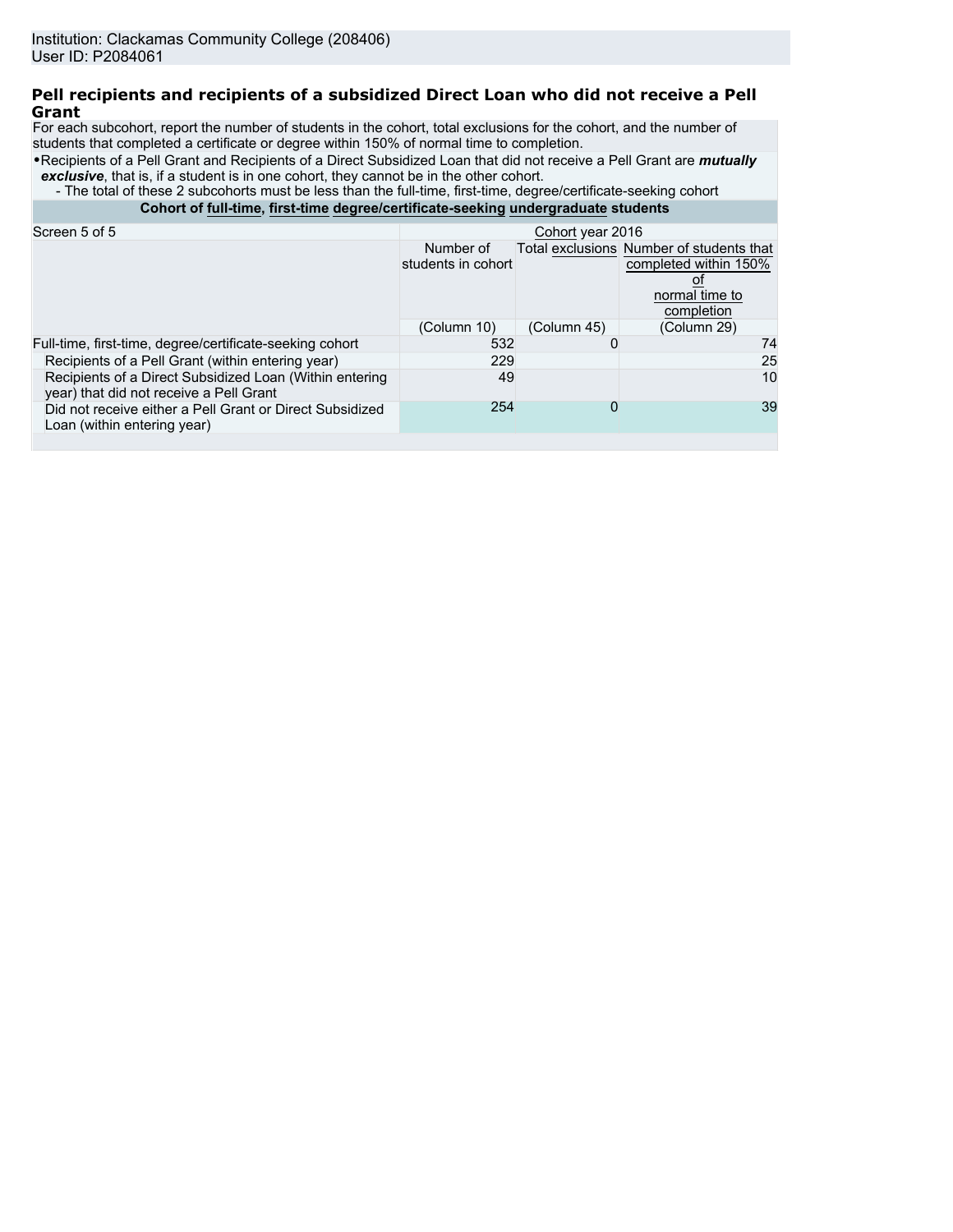Institution: Clackamas Community College (208406)
User ID: P2084061

## Pell recipients and recipients of a subsidized Direct Loan who did not receive a Pell Grant

For each subcohort, report the number of students in the cohort, total exclusions for the cohort, and the number of students that completed a certificate or degree within 150% of normal time to completion.

- Recipients of a Pell Grant and Recipients of a Direct Subsidized Loan that did not receive a Pell Grant are ***mutually exclusive***, that is, if a student is in one cohort, they cannot be in the other cohort.
  - The total of these 2 subcohorts must be less than the full-time, first-time, degree/certificate-seeking cohort

| Cohort of full-time, first-time degree/certificate-seeking undergraduate students | | | |
|---|---|---|---|
| Screen 5 of 5 | Cohort year 2016 | | |
| | Number of students in cohort | Total exclusions | Number of students that completed within 150% of normal time to completion |
| | (Column 10) | (Column 45) | (Column 29) |
| Full-time, first-time, degree/certificate-seeking cohort | 532 | 0 | 74 |
| Recipients of a Pell Grant (within entering year) | 229 | | 25 |
| Recipients of a Direct Subsidized Loan (Within entering year) that did not receive a Pell Grant | 49 | | 10 |
| Did not receive either a Pell Grant or Direct Subsidized Loan (within entering year) | 254 | 0 | 39 |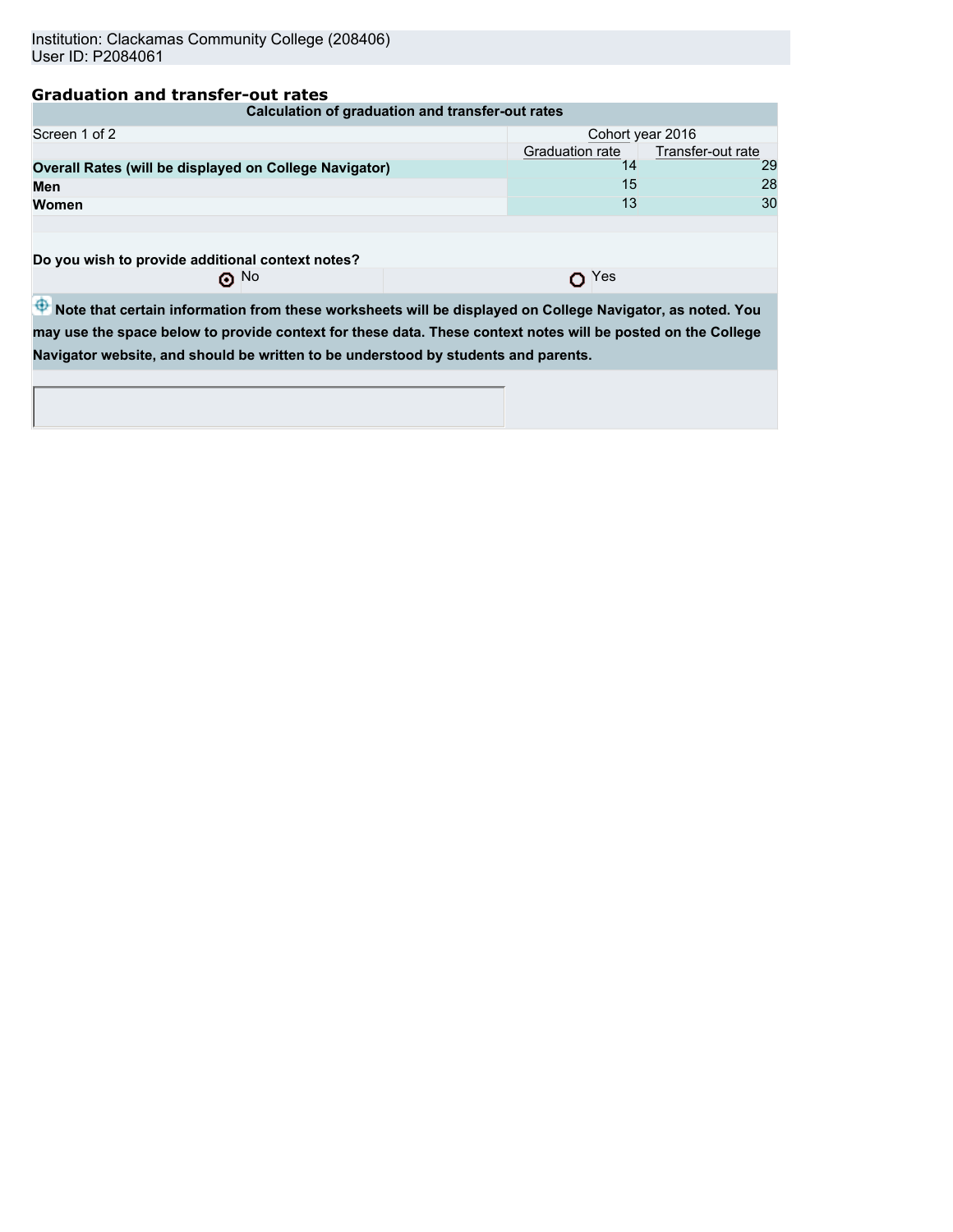Institution: Clackamas Community College (208406)
User ID: P2084061

## Graduation and transfer-out rates

| Calculation of graduation and transfer-out rates | | |
|---|---|---|
| Screen 1 of 2 | Cohort year 2016 | |
| | Graduation rate | Transfer-out rate |
| **Overall Rates (will be displayed on College Navigator)** | 14 | 29 |
| **Men** | 15 | 28 |
| **Women** | 13 | 30 |

**Do you wish to provide additional context notes?**

◉ No ○ Yes

**Note that certain information from these worksheets will be displayed on College Navigator, as noted. You may use the space below to provide context for these data. These context notes will be posted on the College Navigator website, and should be written to be understood by students and parents.**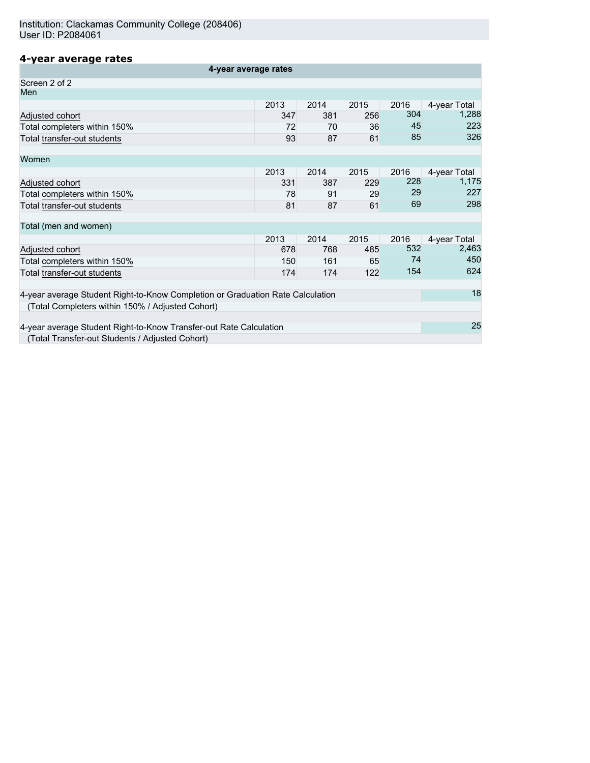Institution: Clackamas Community College (208406)
User ID: P2084061

## 4-year average rates

| 4-year average rates | | | | | |
|---|---|---|---|---|---|
| Screen 2 of 2 | | | | | |
| **Men** | | | | | |
| | 2013 | 2014 | 2015 | 2016 | 4-year Total |
| Adjusted cohort | 347 | 381 | 256 | 304 | 1,288 |
| Total completers within 150% | 72 | 70 | 36 | 45 | 223 |
| Total transfer-out students | 93 | 87 | 61 | 85 | 326 |
| **Women** | | | | | |
| | 2013 | 2014 | 2015 | 2016 | 4-year Total |
| Adjusted cohort | 331 | 387 | 229 | 228 | 1,175 |
| Total completers within 150% | 78 | 91 | 29 | 29 | 227 |
| Total transfer-out students | 81 | 87 | 61 | 69 | 298 |
| **Total (men and women)** | | | | | |
| | 2013 | 2014 | 2015 | 2016 | 4-year Total |
| Adjusted cohort | 678 | 768 | 485 | 532 | 2,463 |
| Total completers within 150% | 150 | 161 | 65 | 74 | 450 |
| Total transfer-out students | 174 | 174 | 122 | 154 | 624 |

| | |
|---|---|
| 4-year average Student Right-to-Know Completion or Graduation Rate Calculation (Total Completers within 150% / Adjusted Cohort) | 18 |
| 4-year average Student Right-to-Know Transfer-out Rate Calculation (Total Transfer-out Students / Adjusted Cohort) | 25 |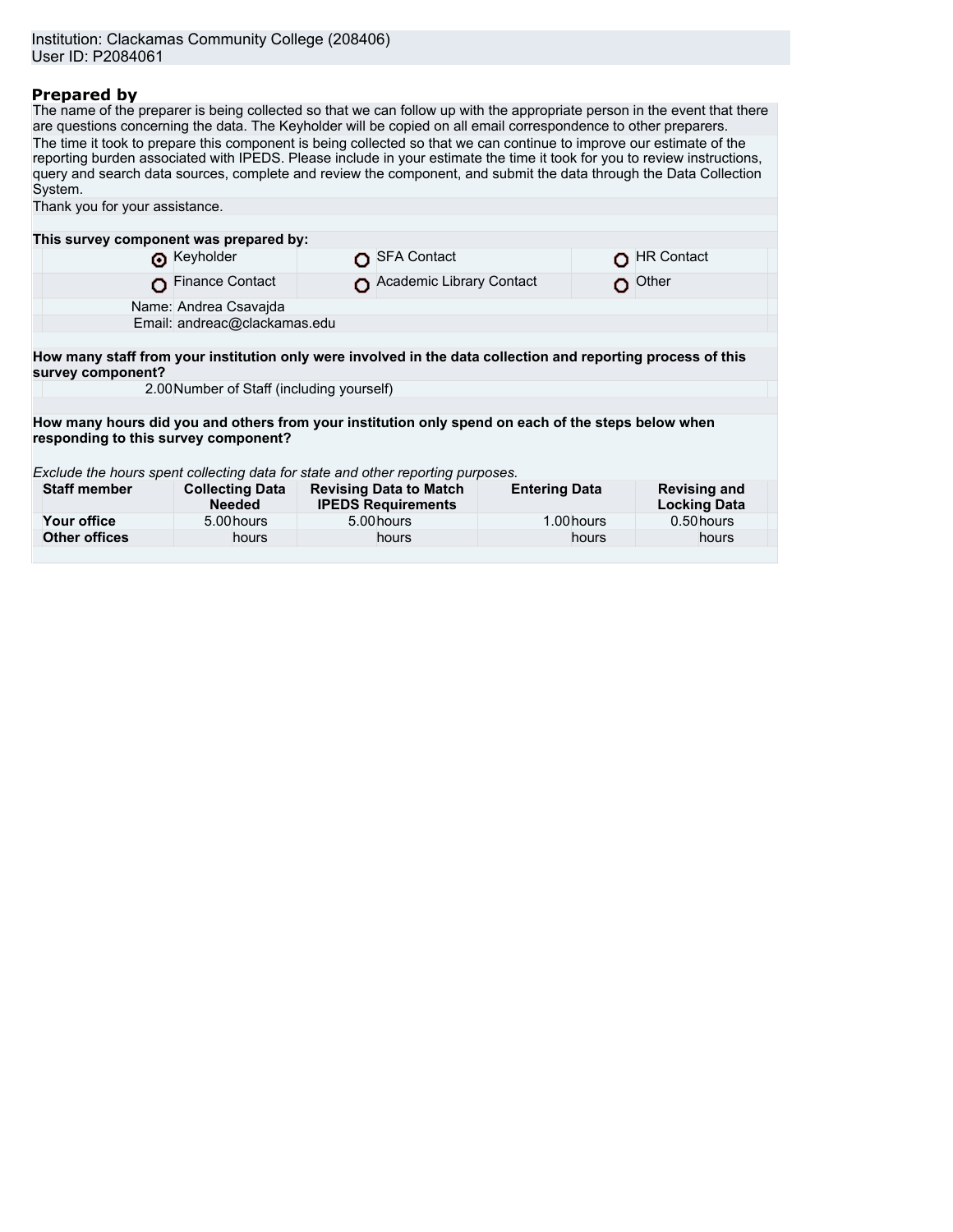Institution: Clackamas Community College (208406)
User ID: P2084061

## Prepared by

The name of the preparer is being collected so that we can follow up with the appropriate person in the event that there are questions concerning the data. The Keyholder will be copied on all email correspondence to other preparers.

The time it took to prepare this component is being collected so that we can continue to improve our estimate of the reporting burden associated with IPEDS. Please include in your estimate the time it took for you to review instructions, query and search data sources, complete and review the component, and submit the data through the Data Collection System.

Thank you for your assistance.

**This survey component was prepared by:**

| | | |
|---|---|---|
| ◉ Keyholder | ○ SFA Contact | ○ HR Contact |
| ○ Finance Contact | ○ Academic Library Contact | ○ Other |

Name: Andrea Csavajda
Email: andreac@clackamas.edu

**How many staff from your institution only were involved in the data collection and reporting process of this survey component?**

2.00 Number of Staff (including yourself)

**How many hours did you and others from your institution only spend on each of the steps below when responding to this survey component?**

*Exclude the hours spent collecting data for state and other reporting purposes.*

| Staff member | Collecting Data Needed | Revising Data to Match IPEDS Requirements | Entering Data | Revising and Locking Data |
|---|---|---|---|---|
| **Your office** | 5.00 hours | 5.00 hours | 1.00 hours | 0.50 hours |
| **Other offices** | hours | hours | hours | hours |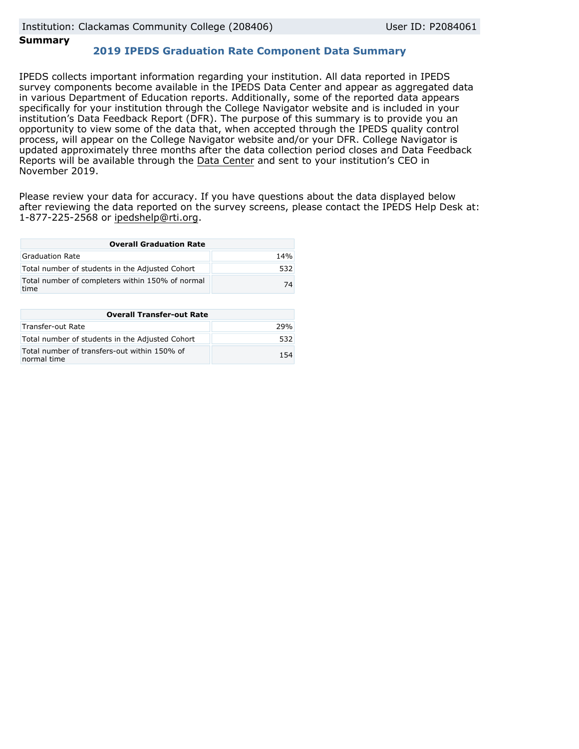## Summary

### 2019 IPEDS Graduation Rate Component Data Summary

IPEDS collects important information regarding your institution. All data reported in IPEDS survey components become available in the IPEDS Data Center and appear as aggregated data in various Department of Education reports. Additionally, some of the reported data appears specifically for your institution through the College Navigator website and is included in your institution's Data Feedback Report (DFR). The purpose of this summary is to provide you an opportunity to view some of the data that, when accepted through the IPEDS quality control process, will appear on the College Navigator website and/or your DFR. College Navigator is updated approximately three months after the data collection period closes and Data Feedback Reports will be available through the Data Center and sent to your institution's CEO in November 2019.

Please review your data for accuracy. If you have questions about the data displayed below after reviewing the data reported on the survey screens, please contact the IPEDS Help Desk at: 1-877-225-2568 or ipedshelp@rti.org.

| Overall Graduation Rate | |
|---|---|
| Graduation Rate | 14% |
| Total number of students in the Adjusted Cohort | 532 |
| Total number of completers within 150% of normal time | 74 |

| Overall Transfer-out Rate | |
|---|---|
| Transfer-out Rate | 29% |
| Total number of students in the Adjusted Cohort | 532 |
| Total number of transfers-out within 150% of normal time | 154 |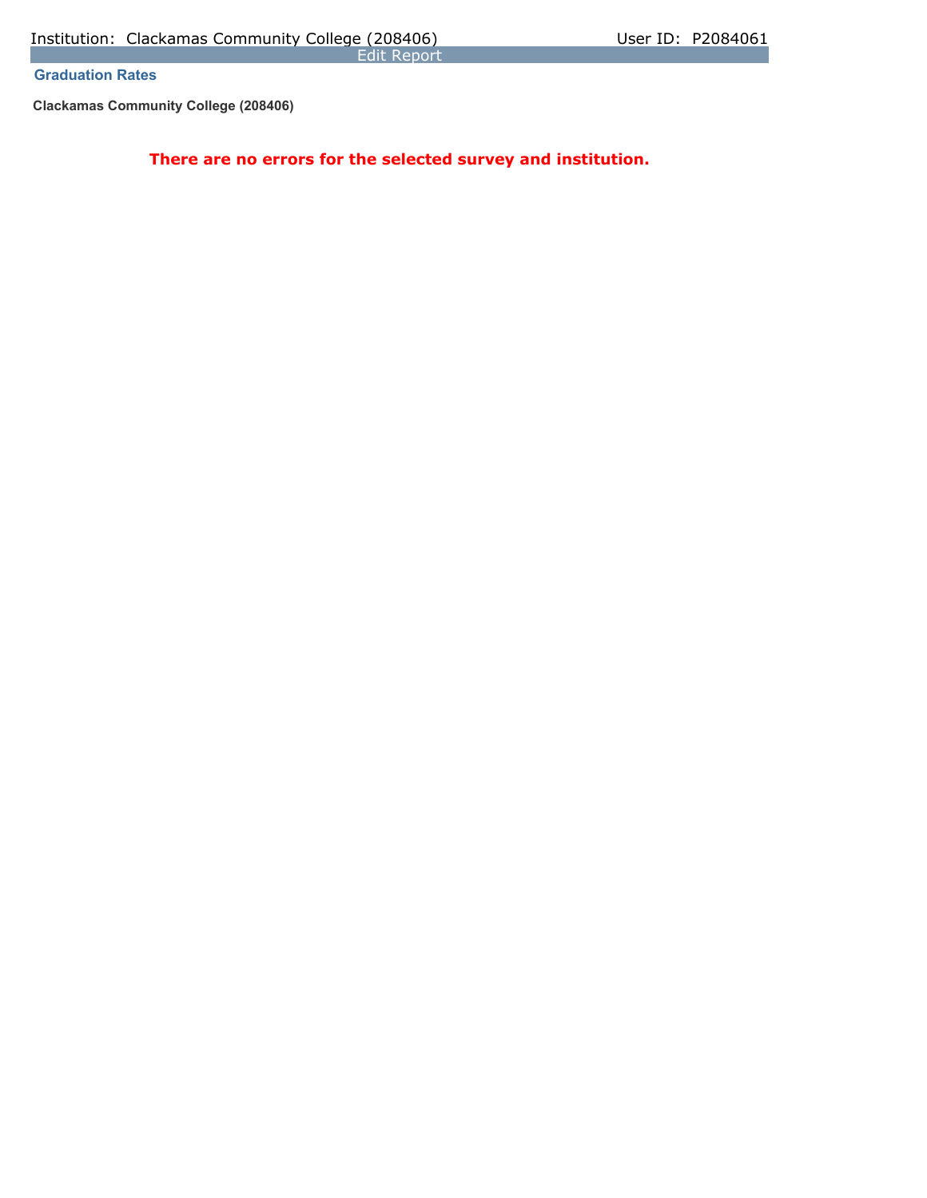Institution: Clackamas Community College (208406) User ID: P2084061

Edit Report

## Graduation Rates

**Clackamas Community College (208406)**

**There are no errors for the selected survey and institution.**